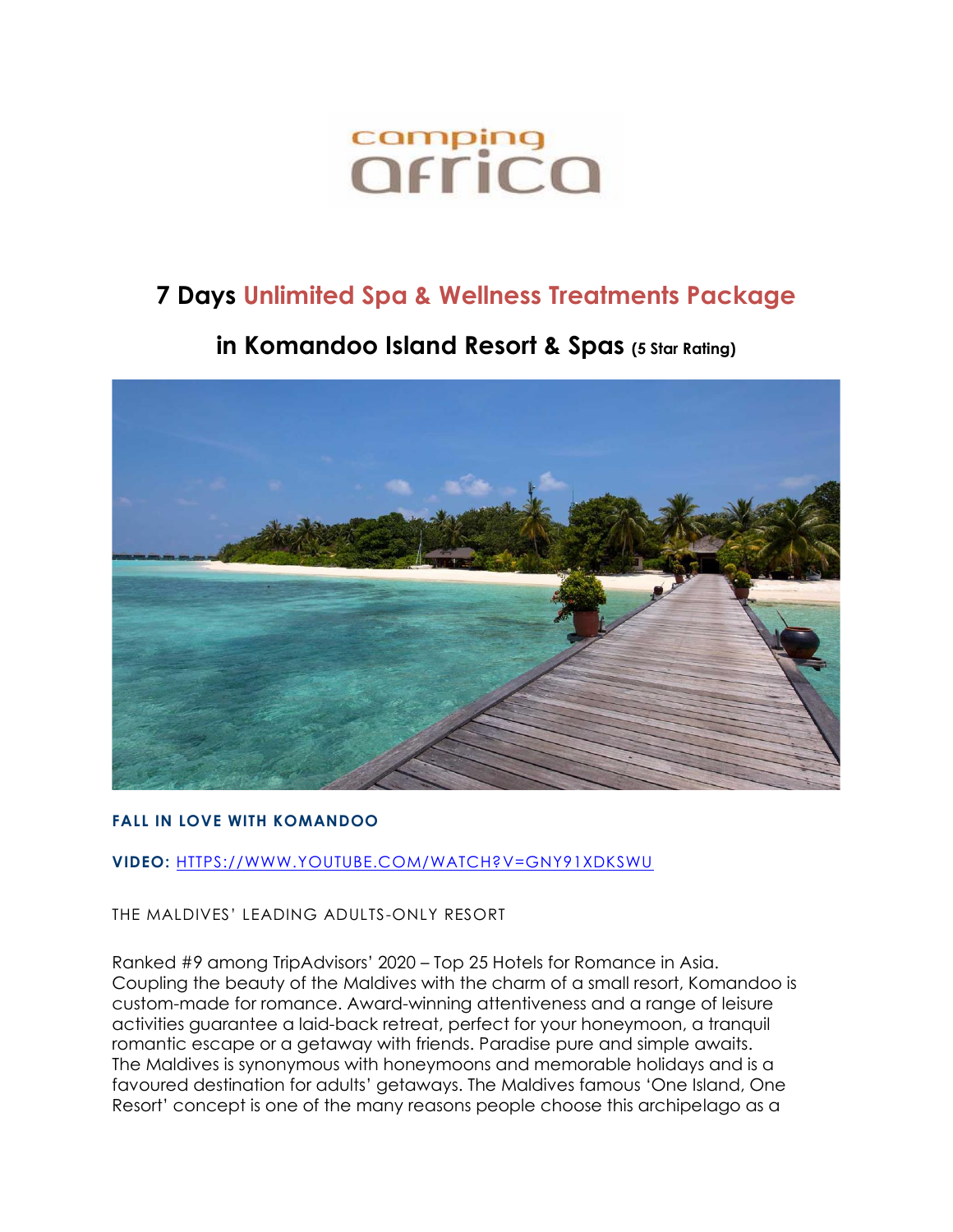camping africa

# 7 Days Unlimited Spa & Wellness Treatments Package

## in Komandoo Island Resort & Spas (5 Star Rating)

**FALL IN LOVE WITH KOMANDOO**

**VIDEO:** HTTPS://WWW.YOUTUBE.COM/WATCH?V=GNY91XDKSWU

THE MALDIVES' LEADING ADULTS-ONLY RESORT

Ranked #9 among TripAdvisors' 2020 – Top 25 Hotels for Romance in Asia. Coupling the beauty of the Maldives with the charm of a small resort, Komandoo is custom-made for romance. Award-winning attentiveness and a range of leisure activities guarantee a laid-back retreat, perfect for your honeymoon, a tranquil romantic escape or a getaway with friends. Paradise pure and simple awaits. The Maldives is synonymous with honeymoons and memorable holidays and is a favoured destination for adults' getaways. The Maldives famous 'One Island, One Resort' concept is one of the many reasons people choose this archipelago as a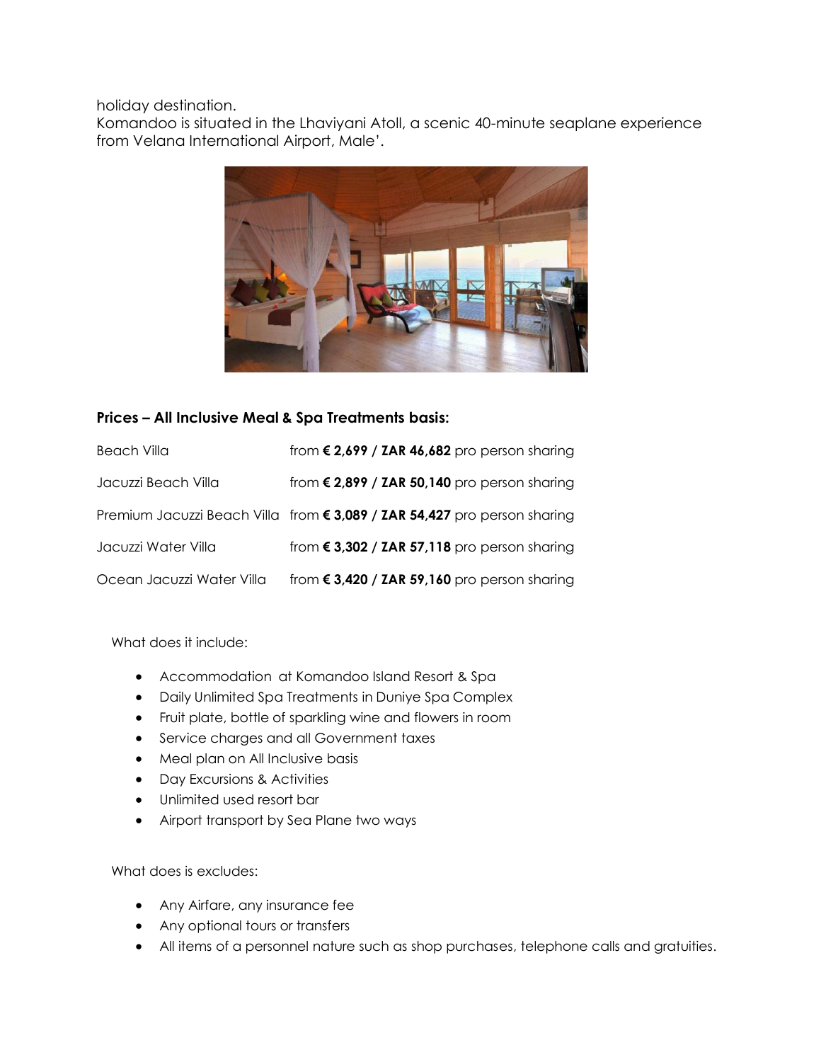holiday destination.
Komandoo is situated in the Lhaviyani Atoll, a scenic 40-minute seaplane experience from Velana International Airport, Male'.

**Prices – All Inclusive Meal & Spa Treatments basis:**

| | |
|---|---|
| Beach Villa | from **€ 2,699 / ZAR 46,682** pro person sharing |
| Jacuzzi Beach Villa | from **€ 2,899 / ZAR 50,140** pro person sharing |
| Premium Jacuzzi Beach Villa | from **€ 3,089 / ZAR 54,427** pro person sharing |
| Jacuzzi Water Villa | from **€ 3,302 / ZAR 57,118** pro person sharing |
| Ocean Jacuzzi Water Villa | from **€ 3,420 / ZAR 59,160** pro person sharing |

What does it include:

- Accommodation at Komandoo Island Resort & Spa
- Daily Unlimited Spa Treatments in Duniye Spa Complex
- Fruit plate, bottle of sparkling wine and flowers in room
- Service charges and all Government taxes
- Meal plan on All Inclusive basis
- Day Excursions & Activities
- Unlimited used resort bar
- Airport transport by Sea Plane two ways

What does is excludes:

- Any Airfare, any insurance fee
- Any optional tours or transfers
- All items of a personnel nature such as shop purchases, telephone calls and gratuities.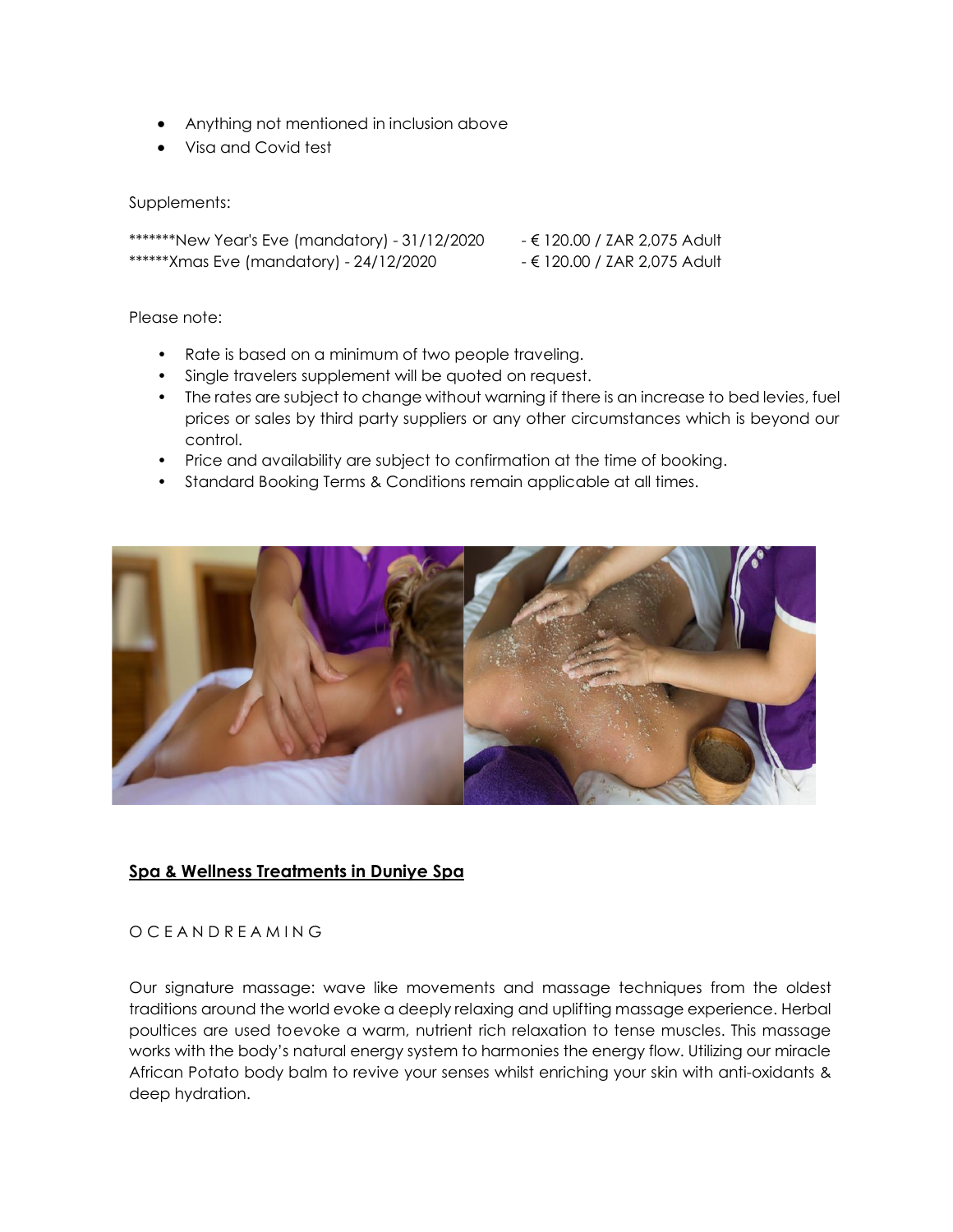- Anything not mentioned in inclusion above
- Visa and Covid test

Supplements:

| | |
|---|---|
| *******New Year's Eve (mandatory) - 31/12/2020 | - € 120.00 / ZAR 2,075 Adult |
| ******Xmas Eve (mandatory) - 24/12/2020 | - € 120.00 / ZAR 2,075 Adult |

Please note:

- Rate is based on a minimum of two people traveling.
- Single travelers supplement will be quoted on request.
- The rates are subject to change without warning if there is an increase to bed levies, fuel prices or sales by third party suppliers or any other circumstances which is beyond our control.
- Price and availability are subject to confirmation at the time of booking.
- Standard Booking Terms & Conditions remain applicable at all times.

## **Spa & Wellness Treatments in Duniye Spa**

O C E A N D R E A M I N G

Our signature massage: wave like movements and massage techniques from the oldest traditions around the world evoke a deeply relaxing and uplifting massage experience. Herbal poultices are used toevoke a warm, nutrient rich relaxation to tense muscles. This massage works with the body's natural energy system to harmonies the energy flow. Utilizing our miracle African Potato body balm to revive your senses whilst enriching your skin with anti-oxidants & deep hydration.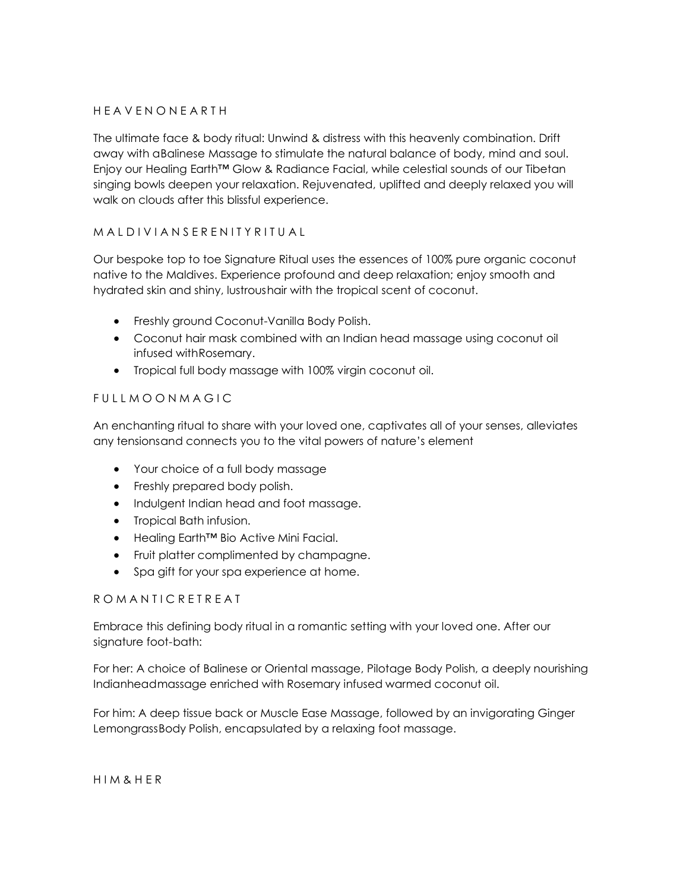## H E A V E N O N E A R T H

The ultimate face & body ritual: Unwind & distress with this heavenly combination. Drift away with aBalinese Massage to stimulate the natural balance of body, mind and soul. Enjoy our Healing Earth™ Glow & Radiance Facial, while celestial sounds of our Tibetan singing bowls deepen your relaxation. Rejuvenated, uplifted and deeply relaxed you will walk on clouds after this blissful experience.

## M A L D I V I A N S E R E N I T Y R I T U A L

Our bespoke top to toe Signature Ritual uses the essences of 100% pure organic coconut native to the Maldives. Experience profound and deep relaxation; enjoy smooth and hydrated skin and shiny, lustroushair with the tropical scent of coconut.

- Freshly ground Coconut-Vanilla Body Polish.
- Coconut hair mask combined with an Indian head massage using coconut oil infused withRosemary.
- Tropical full body massage with 100% virgin coconut oil.

## F U L L M O O N M A G I C

An enchanting ritual to share with your loved one, captivates all of your senses, alleviates any tensionsand connects you to the vital powers of nature's element

- Your choice of a full body massage
- Freshly prepared body polish.
- Indulgent Indian head and foot massage.
- Tropical Bath infusion.
- Healing Earth™ Bio Active Mini Facial.
- Fruit platter complimented by champagne.
- Spa gift for your spa experience at home.

## R O M A N T I C R E T R E A T

Embrace this defining body ritual in a romantic setting with your loved one. After our signature foot-bath:

For her: A choice of Balinese or Oriental massage, Pilotage Body Polish, a deeply nourishing Indianheadmassage enriched with Rosemary infused warmed coconut oil.

For him: A deep tissue back or Muscle Ease Massage, followed by an invigorating Ginger LemongrassBody Polish, encapsulated by a relaxing foot massage.

## H I M & H E R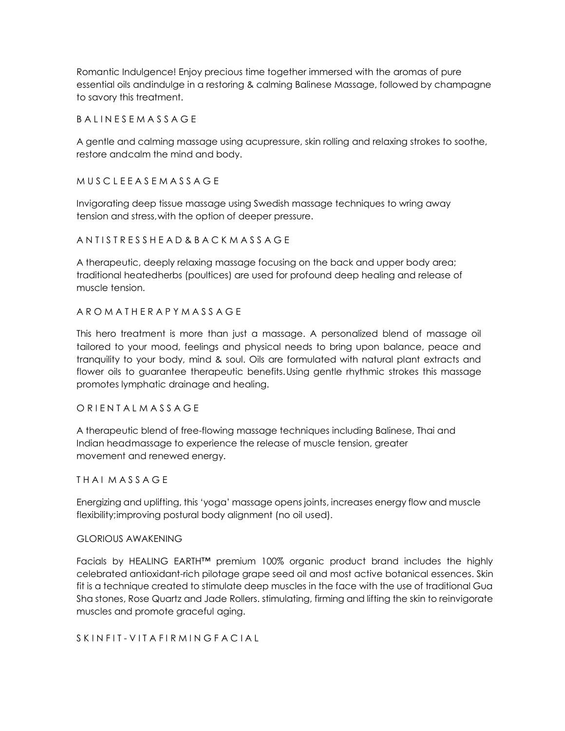Romantic Indulgence! Enjoy precious time together immersed with the aromas of pure essential oils andindulge in a restoring & calming Balinese Massage, followed by champagne to savory this treatment.

## BALINESE MASSAGE

A gentle and calming massage using acupressure, skin rolling and relaxing strokes to soothe, restore andcalm the mind and body.

## MUSCLE EASE MASSAGE

Invigorating deep tissue massage using Swedish massage techniques to wring away tension and stress,with the option of deeper pressure.

## ANTISTRESS HEAD & BACK MASSAGE

A therapeutic, deeply relaxing massage focusing on the back and upper body area; traditional heatedherbs (poultices) are used for profound deep healing and release of muscle tension.

## AROMATHERAPY MASSAGE

This hero treatment is more than just a massage. A personalized blend of massage oil tailored to your mood, feelings and physical needs to bring upon balance, peace and tranquility to your body, mind & soul. Oils are formulated with natural plant extracts and flower oils to guarantee therapeutic benefits. Using gentle rhythmic strokes this massage promotes lymphatic drainage and healing.

## ORIENTAL MASSAGE

A therapeutic blend of free-flowing massage techniques including Balinese, Thai and Indian headmassage to experience the release of muscle tension, greater movement and renewed energy.

## THAI MASSAGE

Energizing and uplifting, this 'yoga' massage opens joints, increases energy flow and muscle flexibility;improving postural body alignment (no oil used).

## GLORIOUS AWAKENING

Facials by HEALING EARTH™ premium 100% organic product brand includes the highly celebrated antioxidant-rich pilotage grape seed oil and most active botanical essences. Skin fit is a technique created to stimulate deep muscles in the face with the use of traditional Gua Sha stones, Rose Quartz and Jade Rollers. stimulating, firming and lifting the skin to reinvigorate muscles and promote graceful aging.

## SKINFIT - VITA FIRMING FACIAL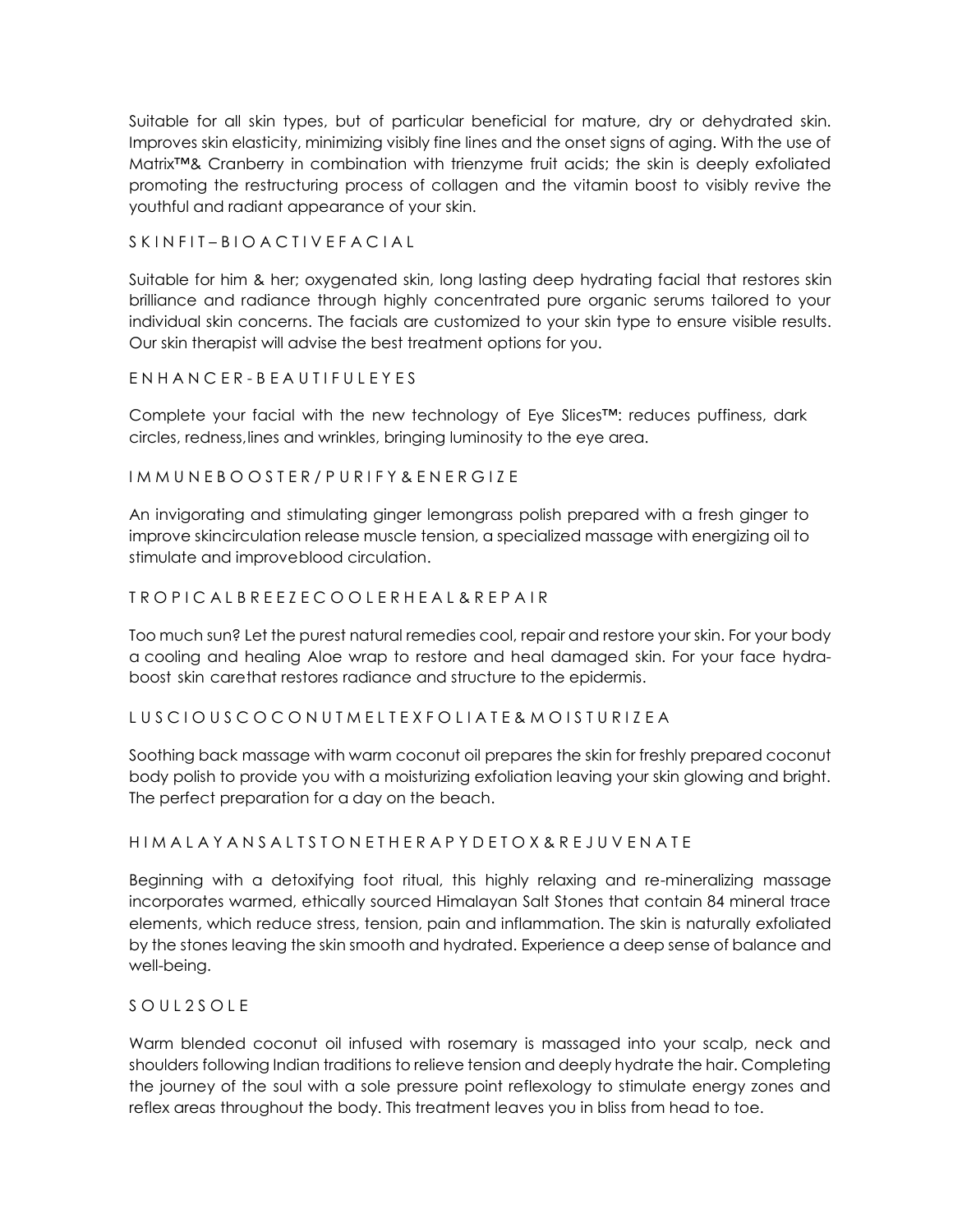Suitable for all skin types, but of particular beneficial for mature, dry or dehydrated skin. Improves skin elasticity, minimizing visibly fine lines and the onset signs of aging. With the use of Matrix™& Cranberry in combination with trienzyme fruit acids; the skin is deeply exfoliated promoting the restructuring process of collagen and the vitamin boost to visibly revive the youthful and radiant appearance of your skin.

## SKINFIT – BIOACTIVE FACIAL

Suitable for him & her; oxygenated skin, long lasting deep hydrating facial that restores skin brilliance and radiance through highly concentrated pure organic serums tailored to your individual skin concerns. The facials are customized to your skin type to ensure visible results. Our skin therapist will advise the best treatment options for you.

## ENHANCER - BEAUTIFUL EYES

Complete your facial with the new technology of Eye Slices™: reduces puffiness, dark circles, redness,lines and wrinkles, bringing luminosity to the eye area.

## IMMUNE BOOSTER / PURIFY & ENERGIZE

An invigorating and stimulating ginger lemongrass polish prepared with a fresh ginger to improve skincirculation release muscle tension, a specialized massage with energizing oil to stimulate and improveblood circulation.

## TROPICAL BREEZE COOLER HEAL & REPAIR

Too much sun? Let the purest natural remedies cool, repair and restore your skin. For your body a cooling and healing Aloe wrap to restore and heal damaged skin. For your face hydra-boost skin carethat restores radiance and structure to the epidermis.

## LUSCIOUS COCONUT MELT EXFOLIATE & MOISTURIZEA

Soothing back massage with warm coconut oil prepares the skin for freshly prepared coconut body polish to provide you with a moisturizing exfoliation leaving your skin glowing and bright. The perfect preparation for a day on the beach.

## HIMALAYAN SALT STONE THERAPY DETOX & REJUVENATE

Beginning with a detoxifying foot ritual, this highly relaxing and re-mineralizing massage incorporates warmed, ethically sourced Himalayan Salt Stones that contain 84 mineral trace elements, which reduce stress, tension, pain and inflammation. The skin is naturally exfoliated by the stones leaving the skin smooth and hydrated. Experience a deep sense of balance and well-being.

## SOUL2SOLE

Warm blended coconut oil infused with rosemary is massaged into your scalp, neck and shoulders following Indian traditions to relieve tension and deeply hydrate the hair. Completing the journey of the soul with a sole pressure point reflexology to stimulate energy zones and reflex areas throughout the body. This treatment leaves you in bliss from head to toe.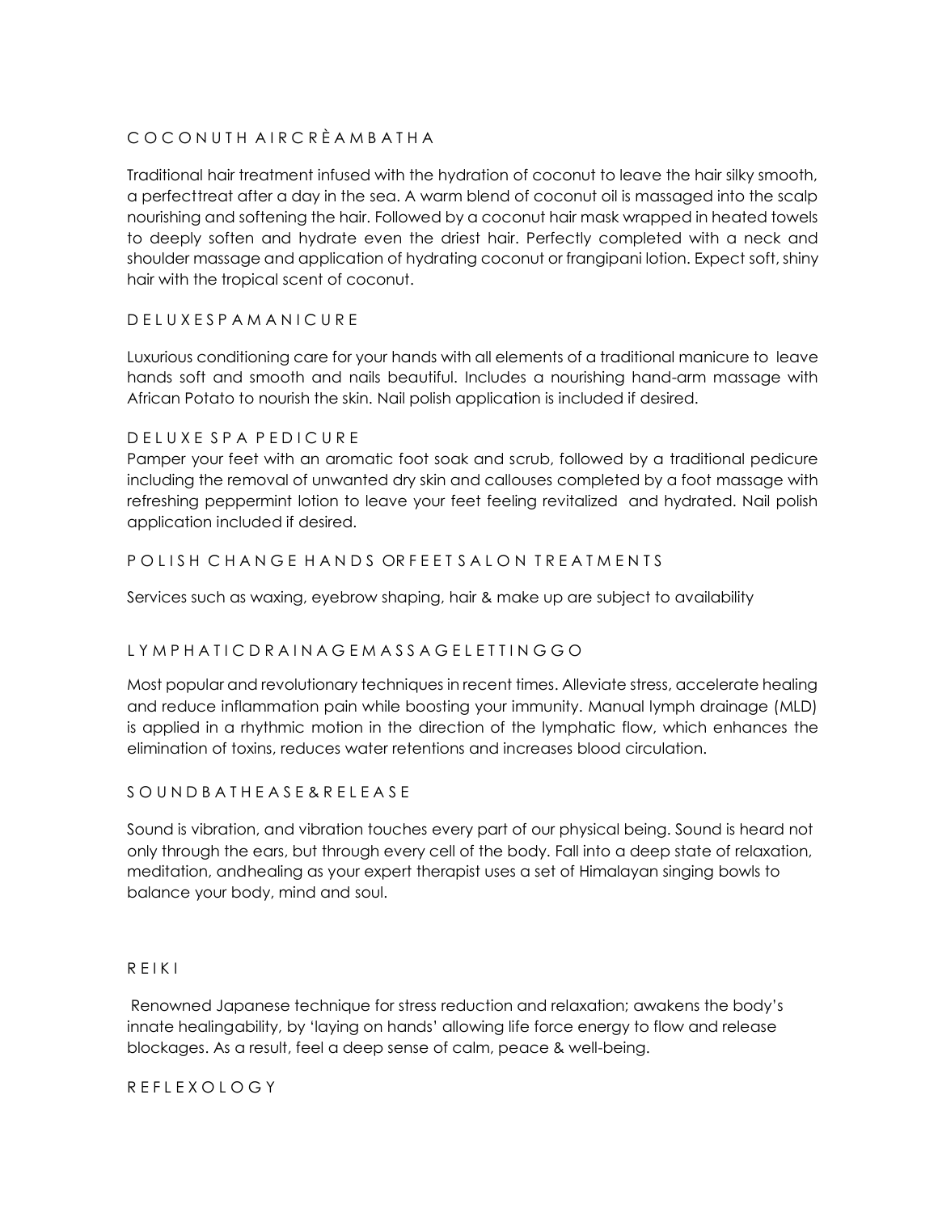## C O C O N U T H A I R C R È A M B A T H A

Traditional hair treatment infused with the hydration of coconut to leave the hair silky smooth, a perfecttreat after a day in the sea. A warm blend of coconut oil is massaged into the scalp nourishing and softening the hair. Followed by a coconut hair mask wrapped in heated towels to deeply soften and hydrate even the driest hair. Perfectly completed with a neck and shoulder massage and application of hydrating coconut or frangipani lotion. Expect soft, shiny hair with the tropical scent of coconut.

## D E L U X E S P A M A N I C U R E

Luxurious conditioning care for your hands with all elements of a traditional manicure to leave hands soft and smooth and nails beautiful. Includes a nourishing hand-arm massage with African Potato to nourish the skin. Nail polish application is included if desired.

## D E L U X E S P A P E D I C U R E

Pamper your feet with an aromatic foot soak and scrub, followed by a traditional pedicure including the removal of unwanted dry skin and callouses completed by a foot massage with refreshing peppermint lotion to leave your feet feeling revitalized and hydrated. Nail polish application included if desired.

## P O L I S H C H A N G E H A N D S OR F E E T S A L O N T R E A T M E N T S

Services such as waxing, eyebrow shaping, hair & make up are subject to availability

## L Y M P H A T I C D R A I N A G E M A S S A G E L E T T I N G G O

Most popular and revolutionary techniques in recent times. Alleviate stress, accelerate healing and reduce inflammation pain while boosting your immunity. Manual lymph drainage (MLD) is applied in a rhythmic motion in the direction of the lymphatic flow, which enhances the elimination of toxins, reduces water retentions and increases blood circulation.

## S O U N D B A T H E A S E & R E L E A S E

Sound is vibration, and vibration touches every part of our physical being. Sound is heard not only through the ears, but through every cell of the body. Fall into a deep state of relaxation, meditation, andhealing as your expert therapist uses a set of Himalayan singing bowls to balance your body, mind and soul.

## R E I K I

Renowned Japanese technique for stress reduction and relaxation; awakens the body's innate healingability, by 'laying on hands' allowing life force energy to flow and release blockages. As a result, feel a deep sense of calm, peace & well-being.

## R E F L E X O L O G Y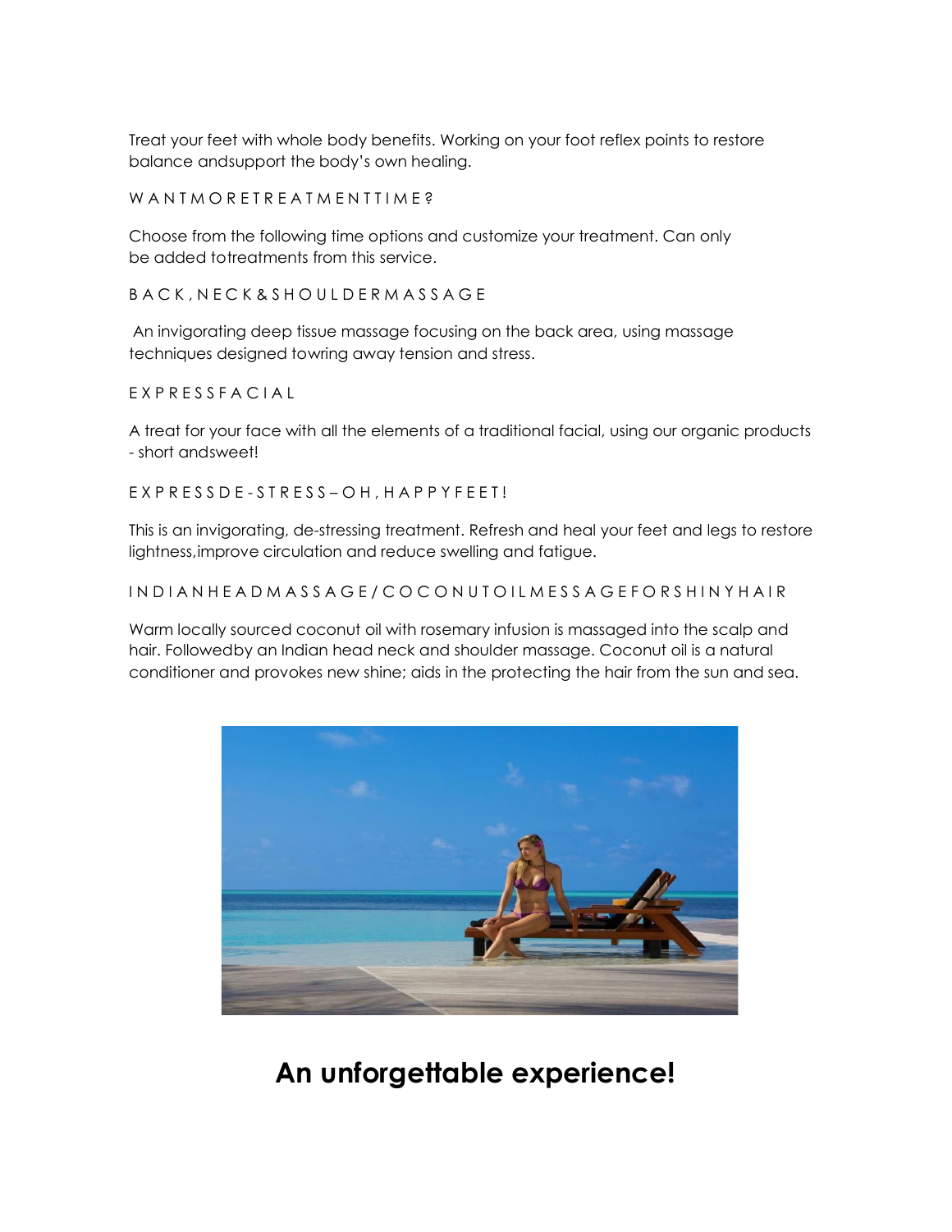Treat your feet with whole body benefits. Working on your foot reflex points to restore balance andsupport the body's own healing.

W A N T M O R E T R E A T M E N T T I M E ?

Choose from the following time options and customize your treatment. Can only be added totreatments from this service.

B A C K , N E C K & S H O U L D E R M A S S A G E

An invigorating deep tissue massage focusing on the back area, using massage techniques designed towring away tension and stress.

E X P R E S S F A C I A L

A treat for your face with all the elements of a traditional facial, using our organic products - short andsweet!

E X P R E S S D E - S T R E S S – O H , H A P P Y F E E T !

This is an invigorating, de-stressing treatment. Refresh and heal your feet and legs to restore lightness,improve circulation and reduce swelling and fatigue.

I N D I A N H E A D M A S S A G E / C O C O N U T O I L M E S S A G E F O R S H I N Y H A I R

Warm locally sourced coconut oil with rosemary infusion is massaged into the scalp and hair. Followedby an Indian head neck and shoulder massage. Coconut oil is a natural conditioner and provokes new shine; aids in the protecting the hair from the sun and sea.

## An unforgettable experience!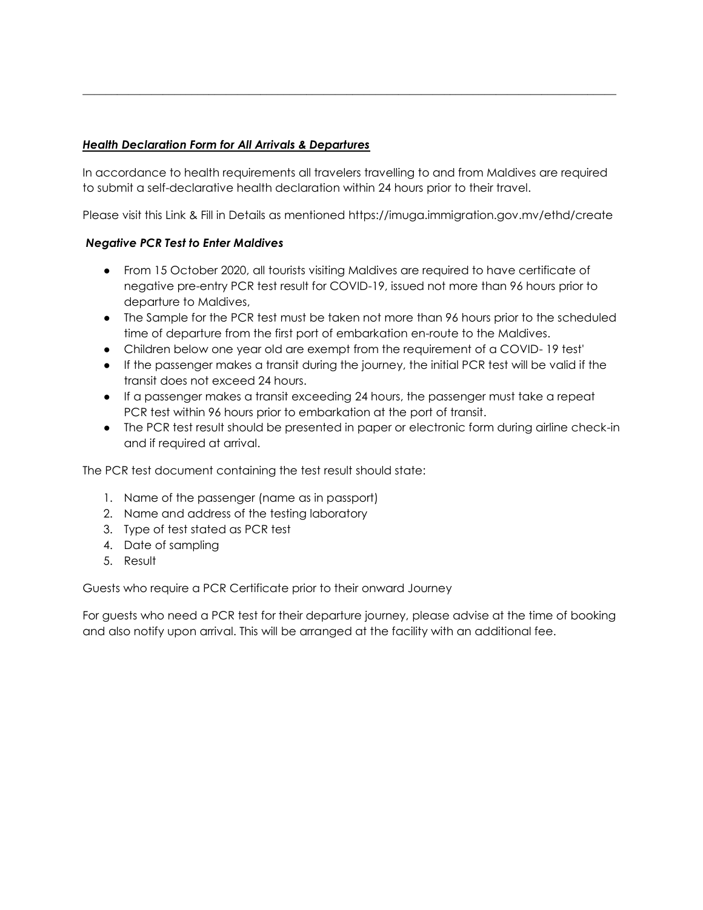***Health Declaration Form for All Arrivals & Departures***

In accordance to health requirements all travelers travelling to and from Maldives are required to submit a self-declarative health declaration within 24 hours prior to their travel.

Please visit this Link & Fill in Details as mentioned https://imuga.immigration.gov.mv/ethd/create

***Negative PCR Test to Enter Maldives***

- From 15 October 2020, all tourists visiting Maldives are required to have certificate of negative pre-entry PCR test result for COVID-19, issued not more than 96 hours prior to departure to Maldives,
- The Sample for the PCR test must be taken not more than 96 hours prior to the scheduled time of departure from the first port of embarkation en-route to the Maldives.
- Children below one year old are exempt from the requirement of a COVID- 19 test'
- If the passenger makes a transit during the journey, the initial PCR test will be valid if the transit does not exceed 24 hours.
- If a passenger makes a transit exceeding 24 hours, the passenger must take a repeat PCR test within 96 hours prior to embarkation at the port of transit.
- The PCR test result should be presented in paper or electronic form during airline check-in and if required at arrival.

The PCR test document containing the test result should state:

1. Name of the passenger (name as in passport)
2. Name and address of the testing laboratory
3. Type of test stated as PCR test
4. Date of sampling
5. Result

Guests who require a PCR Certificate prior to their onward Journey

For guests who need a PCR test for their departure journey, please advise at the time of booking and also notify upon arrival. This will be arranged at the facility with an additional fee.